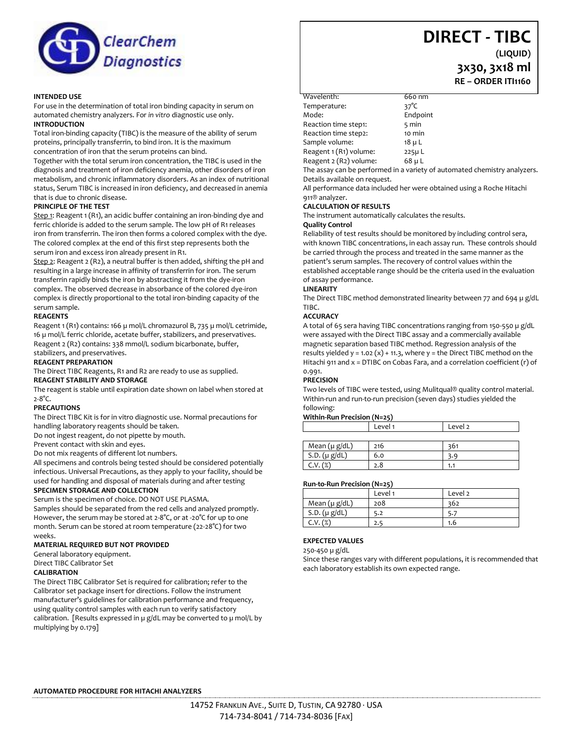ClearChem Diagnostics

# DIRECT - TIBC

**(LIQUID)**

**3x30, 3x18 ml**

**RE – ORDER ITI1160**

**INTENDED USE**

For use in the determination of total iron binding capacity in serum on automated chemistry analyzers. For *in vitro* diagnostic use only.

**INTRODUCTION**

Total iron-binding capacity (TIBC) is the measure of the ability of serum proteins, principally transferrin, to bind iron. It is the maximum concentration of iron that the serum proteins can bind.

Together with the total serum iron concentration, the TIBC is used in the diagnosis and treatment of iron deficiency anemia, other disorders of iron metabolism, and chronic inflammatory disorders. As an index of nutritional status, Serum TIBC is increased in iron deficiency, and decreased in anemia that is due to chronic disease.

**PRINCIPLE OF THE TEST**

Step 1: Reagent 1 (R1), an acidic buffer containing an iron-binding dye and ferric chloride is added to the serum sample. The low pH of R1 releases iron from transferrin. The iron then forms a colored complex with the dye. The colored complex at the end of this first step represents both the serum iron and excess iron already present in R1.

Step 2: Reagent 2 (R2), a neutral buffer is then added, shifting the pH and resulting in a large increase in affinity of transferrin for iron. The serum transferrin rapidly binds the iron by abstracting it from the dye-iron complex. The observed decrease in absorbance of the colored dye-iron complex is directly proportional to the total iron-binding capacity of the serum sample.

**REAGENTS**

Reagent 1 (R1) contains: 166 μ mol/L chromazurol B, 735 μ mol/L cetrimide, 16 μ mol/L ferric chloride, acetate buffer, stabilizers, and preservatives.
Reagent 2 (R2) contains: 338 mmol/L sodium bicarbonate, buffer, stabilizers, and preservatives.

**REAGENT PREPARATION**

The Direct TIBC Reagents, R1 and R2 are ready to use as supplied.

**REAGENT STABILITY AND STORAGE**

The reagent is stable until expiration date shown on label when stored at 2-8°C.

**PRECAUTIONS**

The Direct TIBC Kit is for in vitro diagnostic use. Normal precautions for handling laboratory reagents should be taken.
Do not ingest reagent, do not pipette by mouth.
Prevent contact with skin and eyes.
Do not mix reagents of different lot numbers.
All specimens and controls being tested should be considered potentially infectious. Universal Precautions, as they apply to your facility, should be used for handling and disposal of materials during and after testing

**SPECIMEN STORAGE AND COLLECTION**

Serum is the specimen of choice. DO NOT USE PLASMA.
Samples should be separated from the red cells and analyzed promptly. However, the serum may be stored at 2-8°C, or at -20°C for up to one month. Serum can be stored at room temperature (22-28°C) for two weeks.

**MATERIAL REQUIRED BUT NOT PROVIDED**

General laboratory equipment.
Direct TIBC Calibrator Set

**CALIBRATION**

The Direct TIBC Calibrator Set is required for calibration; refer to the Calibrator set package insert for directions. Follow the instrument manufacturer's guidelines for calibration performance and frequency, using quality control samples with each run to verify satisfactory calibration. [Results expressed in μ g/dL may be converted to μ mol/L by multiplying by 0.179]

**AUTOMATED PROCEDURE FOR HITACHI ANALYZERS**

| | |
|---|---|
| Wavelenth: | 660 nm |
| Temperature: | 37°C |
| Mode: | Endpoint |
| Reaction time step1: | 5 min |
| Reaction time step2: | 10 min |
| Sample volume: | 18 μ L |
| Reagent 1 (R1) volume: | 225μ L |
| Reagent 2 (R2) volume: | 68 μ L |

The assay can be performed in a variety of automated chemistry analyzers. Details available on request.
All performance data included her were obtained using a Roche Hitachi 911® analyzer.

**CALCULATION OF RESULTS**

The instrument automatically calculates the results.

**Quality Control**

Reliability of test results should be monitored by including control sera, with known TIBC concentrations, in each assay run. These controls should be carried through the process and treated in the same manner as the patient's serum samples. The recovery of control values within the established acceptable range should be the criteria used in the evaluation of assay performance.

**LINEARITY**

The Direct TIBC method demonstrated linearity between 77 and 694 μ g/dL TIBC.

**ACCURACY**

A total of 65 sera having TIBC concentrations ranging from 150-550 μ g/dL were assayed with the Direct TIBC assay and a commercially available magnetic separation based TIBC method. Regression analysis of the results yielded $y = 1.02 (x) + 11.3$, where y = the Direct TIBC method on the Hitachi 911 and x = DTIBC on Cobas Fara, and a correlation coefficient (r) of 0.991.

**PRECISION**

Two levels of TIBC were tested, using Mulitqual® quality control material. Within-run and run-to-run precision (seven days) studies yielded the following:

**Within-Run Precision (N=25)**

| | Level 1 | Level 2 |
|---|---|---|
| Mean (μ g/dL) | 216 | 361 |
| S.D. (μ g/dL) | 6.0 | 3.9 |
| C.V. (%) | 2.8 | 1.1 |

**Run-to-Run Precision (N=25)**

| | Level 1 | Level 2 |
|---|---|---|
| Mean (μ g/dL) | 208 | 362 |
| S.D. (μ g/dL) | 5.2 | 5.7 |
| C.V. (%) | 2.5 | 1.6 |

**EXPECTED VALUES**

250-450 μ g/dL

Since these ranges vary with different populations, it is recommended that each laboratory establish its own expected range.

14752 Franklin Ave., Suite D, Tustin, CA 92780 · USA
714-734-8041 / 714-734-8036 [Fax]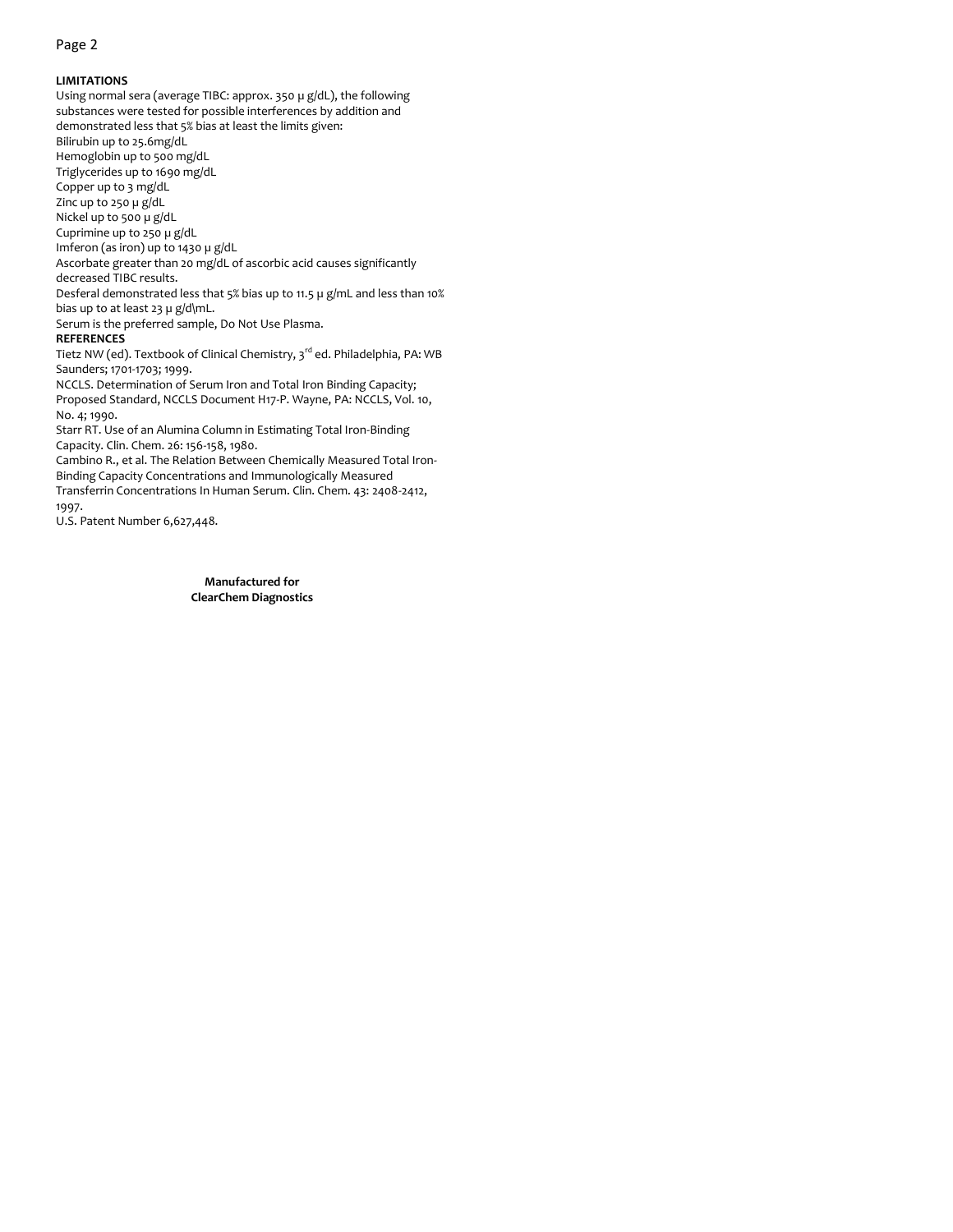## LIMITATIONS

Using normal sera (average TIBC: approx. 350 µ g/dL), the following substances were tested for possible interferences by addition and demonstrated less that 5% bias at least the limits given:

Bilirubin up to 25.6mg/dL
Hemoglobin up to 500 mg/dL
Triglycerides up to 1690 mg/dL
Copper up to 3 mg/dL
Zinc up to 250 µ g/dL
Nickel up to 500 µ g/dL
Cuprimine up to 250 µ g/dL
Imferon (as iron) up to 1430 µ g/dL
Ascorbate greater than 20 mg/dL of ascorbic acid causes significantly decreased TIBC results.
Desferal demonstrated less that 5% bias up to 11.5 µ g/mL and less than 10% bias up to at least 23 µ g/d\mL.
Serum is the preferred sample, Do Not Use Plasma.

## REFERENCES

Tietz NW (ed). Textbook of Clinical Chemistry, 3rd ed. Philadelphia, PA: WB Saunders; 1701-1703; 1999.

NCCLS. Determination of Serum Iron and Total Iron Binding Capacity; Proposed Standard, NCCLS Document H17-P. Wayne, PA: NCCLS, Vol. 10, No. 4; 1990.

Starr RT. Use of an Alumina Column in Estimating Total Iron-Binding Capacity. Clin. Chem. 26: 156-158, 1980.

Cambino R., et al. The Relation Between Chemically Measured Total Iron-Binding Capacity Concentrations and Immunologically Measured Transferrin Concentrations In Human Serum. Clin. Chem. 43: 2408-2412, 1997.

U.S. Patent Number 6,627,448.

**Manufactured for**
**ClearChem Diagnostics**